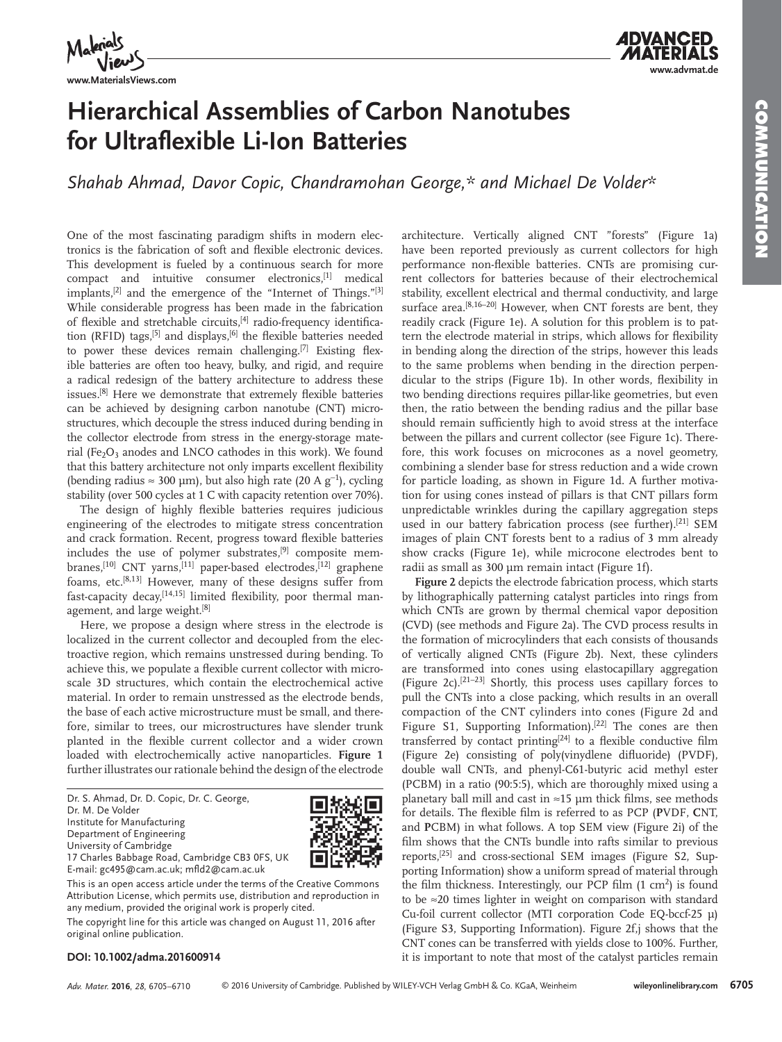# Hierarchical Assemblies of Carbon Nanotubes for Ultraflexible Li-Ion Batteries

*Shahab Ahmad, Davor Copic, Chandramohan George,\* and Michael De Volder\**

One of the most fascinating paradigm shifts in modern electronics is the fabrication of soft and flexible electronic devices. This development is fueled by a continuous search for more compact and intuitive consumer electronics,[1] medical implants,[2] and the emergence of the "Internet of Things."[3] While considerable progress has been made in the fabrication of flexible and stretchable circuits,[4] radio-frequency identification (RFID) tags,[5] and displays,[6] the flexible batteries needed to power these devices remain challenging.[7] Existing flexible batteries are often too heavy, bulky, and rigid, and require a radical redesign of the battery architecture to address these issues.[8] Here we demonstrate that extremely flexible batteries can be achieved by designing carbon nanotube (CNT) microstructures, which decouple the stress induced during bending in the collector electrode from stress in the energy-storage material ($Fe_2O_3$ anodes and LNCO cathodes in this work). We found that this battery architecture not only imparts excellent flexibility (bending radius ≈ 300 µm), but also high rate (20 A $g^{-1}$), cycling stability (over 500 cycles at 1 C with capacity retention over 70%).

The design of highly flexible batteries requires judicious engineering of the electrodes to mitigate stress concentration and crack formation. Recent, progress toward flexible batteries includes the use of polymer substrates,[9] composite membranes,[10] CNT yarns,[11] paper-based electrodes,[12] graphene foams, etc.[8,13] However, many of these designs suffer from fast-capacity decay,[14,15] limited flexibility, poor thermal management, and large weight.[8]

Here, we propose a design where stress in the electrode is localized in the current collector and decoupled from the electroactive region, which remains unstressed during bending. To achieve this, we populate a flexible current collector with microscale 3D structures, which contain the electrochemical active material. In order to remain unstressed as the electrode bends, the base of each active microstructure must be small, and therefore, similar to trees, our microstructures have slender trunk planted in the flexible current collector and a wider crown loaded with electrochemically active nanoparticles. **Figure 1** further illustrates our rationale behind the design of the electrode architecture. Vertically aligned CNT "forests" (Figure 1a) have been reported previously as current collectors for high performance non-flexible batteries. CNTs are promising current collectors for batteries because of their electrochemical stability, excellent electrical and thermal conductivity, and large surface area.[8,16–20] However, when CNT forests are bent, they readily crack (Figure 1e). A solution for this problem is to pattern the electrode material in strips, which allows for flexibility in bending along the direction of the strips, however this leads to the same problems when bending in the direction perpendicular to the strips (Figure 1b). In other words, flexibility in two bending directions requires pillar-like geometries, but even then, the ratio between the bending radius and the pillar base should remain sufficiently high to avoid stress at the interface between the pillars and current collector (see Figure 1c). Therefore, this work focuses on microcones as a novel geometry, combining a slender base for stress reduction and a wide crown for particle loading, as shown in Figure 1d. A further motivation for using cones instead of pillars is that CNT pillars form unpredictable wrinkles during the capillary aggregation steps used in our battery fabrication process (see further).[21] SEM images of plain CNT forests bent to a radius of 3 mm already show cracks (Figure 1e), while microcone electrodes bent to radii as small as 300 µm remain intact (Figure 1f).

**Figure 2** depicts the electrode fabrication process, which starts by lithographically patterning catalyst particles into rings from which CNTs are grown by thermal chemical vapor deposition (CVD) (see methods and Figure 2a). The CVD process results in the formation of microcylinders that each consists of thousands of vertically aligned CNTs (Figure 2b). Next, these cylinders are transformed into cones using elastocapillary aggregation (Figure 2c).[21–23] Shortly, this process uses capillary forces to pull the CNTs into a close packing, which results in an overall compaction of the CNT cylinders into cones (Figure 2d and Figure S1, Supporting Information).[22] The cones are then transferred by contact printing[24] to a flexible conductive film (Figure 2e) consisting of poly(vinydlene difluoride) (PVDF), double wall CNTs, and phenyl-C61-butyric acid methyl ester (PCBM) in a ratio (90:5:5), which are thoroughly mixed using a planetary ball mill and cast in ≈15 µm thick films, see methods for details. The flexible film is referred to as PCP (**P**VDF, **C**NT, and **P**CBM) in what follows. A top SEM view (Figure 2i) of the film shows that the CNTs bundle into rafts similar to previous reports,[25] and cross-sectional SEM images (Figure S2, Supporting Information) show a uniform spread of material through the film thickness. Interestingly, our PCP film (1 $cm^2$) is found to be ≈20 times lighter in weight on comparison with standard Cu-foil current collector (MTI corporation Code EQ-bccf-25 µ) (Figure S3, Supporting Information). Figure 2f,j shows that the CNT cones can be transferred with yields close to 100%. Further, it is important to note that most of the catalyst particles remain

Dr. S. Ahmad, Dr. D. Copic, Dr. C. George, Dr. M. De Volder
Institute for Manufacturing
Department of Engineering
University of Cambridge
17 Charles Babbage Road, Cambridge CB3 0FS, UK
E-mail: gc495@cam.ac.uk; mfld2@cam.ac.uk

This is an open access article under the terms of the Creative Commons Attribution License, which permits use, distribution and reproduction in any medium, provided the original work is properly cited.

The copyright line for this article was changed on August 11, 2016 after original online publication.

**DOI: 10.1002/adma.201600914**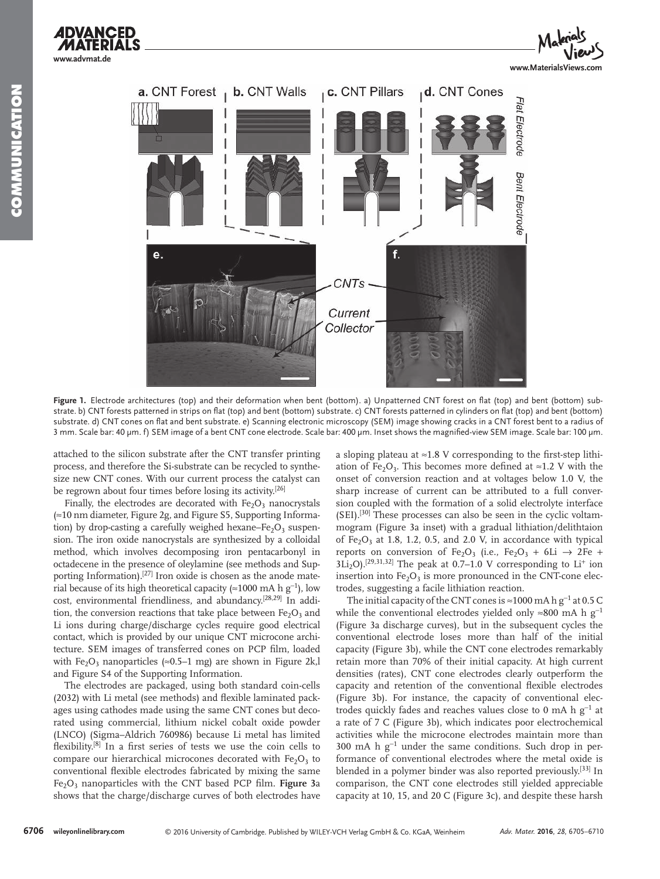Figure 1. Electrode architectures (top) and their deformation when bent (bottom). a) Unpatterned CNT forest on flat (top) and bent (bottom) substrate. b) CNT forests patterned in strips on flat (top) and bent (bottom) substrate. c) CNT forests patterned in cylinders on flat (top) and bent (bottom) substrate. d) CNT cones on flat and bent substrate. e) Scanning electronic microscopy (SEM) image showing cracks in a CNT forest bent to a radius of 3 mm. Scale bar: 40 µm. f) SEM image of a bent CNT cone electrode. Scale bar: 400 µm. Inset shows the magnified-view SEM image. Scale bar: 100 µm.

attached to the silicon substrate after the CNT transfer printing process, and therefore the Si-substrate can be recycled to synthesize new CNT cones. With our current process the catalyst can be regrown about four times before losing its activity.[26]

Finally, the electrodes are decorated with $Fe_2O_3$ nanocrystals (≈10 nm diameter, Figure 2g, and Figure S5, Supporting Information) by drop-casting a carefully weighed hexane–$Fe_2O_3$ suspension. The iron oxide nanocrystals are synthesized by a colloidal method, which involves decomposing iron pentacarbonyl in octadecene in the presence of oleylamine (see methods and Supporting Information).[27] Iron oxide is chosen as the anode material because of its high theoretical capacity (≈1000 mA h g$^{-1}$), low cost, environmental friendliness, and abundancy.[28,29] In addition, the conversion reactions that take place between $Fe_2O_3$ and Li ions during charge/discharge cycles require good electrical contact, which is provided by our unique CNT microcone architecture. SEM images of transferred cones on PCP film, loaded with $Fe_2O_3$ nanoparticles (≈0.5–1 mg) are shown in Figure 2k,l and Figure S4 of the Supporting Information.

The electrodes are packaged, using both standard coin-cells (2032) with Li metal (see methods) and flexible laminated packages using cathodes made using the same CNT cones but decorated using commercial, lithium nickel cobalt oxide powder (LNCO) (Sigma–Aldrich 760986) because Li metal has limited flexibility.[8] In a first series of tests we use the coin cells to compare our hierarchical microcones decorated with $Fe_2O_3$ to conventional flexible electrodes fabricated by mixing the same $Fe_2O_3$ nanoparticles with the CNT based PCP film. **Figure 3**a shows that the charge/discharge curves of both electrodes have a sloping plateau at ≈1.8 V corresponding to the first-step lithiation of $Fe_2O_3$. This becomes more defined at ≈1.2 V with the onset of conversion reaction and at voltages below 1.0 V, the sharp increase of current can be attributed to a full conversion coupled with the formation of a solid electrolyte interface (SEI).[30] These processes can also be seen in the cyclic voltammogram (Figure 3a inset) with a gradual lithiation/delithtaion of $Fe_2O_3$ at 1.8, 1.2, 0.5, and 2.0 V, in accordance with typical reports on conversion of $Fe_2O_3$ (i.e., $Fe_2O_3 + 6Li \rightarrow 2Fe + 3Li_2O$).[29,31,32] The peak at 0.7–1.0 V corresponding to $Li^+$ ion insertion into $Fe_2O_3$ is more pronounced in the CNT-cone electrodes, suggesting a facile lithiation reaction.

The initial capacity of the CNT cones is ≈1000 mA h g$^{-1}$ at 0.5 C while the conventional electrodes yielded only ≈800 mA h g$^{-1}$ (Figure 3a discharge curves), but in the subsequent cycles the conventional electrode loses more than half of the initial capacity (Figure 3b), while the CNT cone electrodes remarkably retain more than 70% of their initial capacity. At high current densities (rates), CNT cone electrodes clearly outperform the capacity and retention of the conventional flexible electrodes (Figure 3b). For instance, the capacity of conventional electrodes quickly fades and reaches values close to 0 mA h g$^{-1}$ at a rate of 7 C (Figure 3b), which indicates poor electrochemical activities while the microcone electrodes maintain more than 300 mA h g$^{-1}$ under the same conditions. Such drop in performance of conventional electrodes where the metal oxide is blended in a polymer binder was also reported previously.[33] In comparison, the CNT cone electrodes still yielded appreciable capacity at 10, 15, and 20 C (Figure 3c), and despite these harsh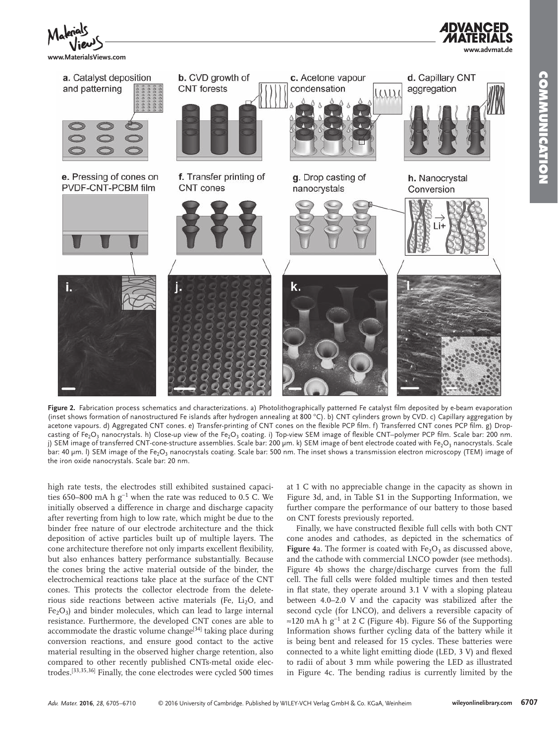**Figure 2.** Fabrication process schematics and characterizations. a) Photolithographically patterned Fe catalyst film deposited by e-beam evaporation (inset shows formation of nanostructured Fe islands after hydrogen annealing at 800 °C). b) CNT cylinders grown by CVD. c) Capillary aggregation by acetone vapours. d) Aggregated CNT cones. e) Transfer-printing of CNT cones on the flexible PCP film. f) Transferred CNT cones PCP film. g) Drop-casting of $Fe_2O_3$ nanocrystals. h) Close-up view of the $Fe_2O_3$ coating. i) Top-view SEM image of flexible CNT–polymer PCP film. Scale bar: 200 nm. j) SEM image of transferred CNT-cone-structure assemblies. Scale bar: 200 µm. k) SEM image of bent electrode coated with $Fe_2O_3$ nanocrystals. Scale bar: 40 µm. l) SEM image of the $Fe_2O_3$ nanocrystals coating. Scale bar: 500 nm. The inset shows a transmission electron microscopy (TEM) image of the iron oxide nanocrystals. Scale bar: 20 nm.

high rate tests, the electrodes still exhibited sustained capacities 650–800 mA h $g^{-1}$ when the rate was reduced to 0.5 C. We initially observed a difference in charge and discharge capacity after reverting from high to low rate, which might be due to the binder free nature of our electrode architecture and the thick deposition of active particles built up of multiple layers. The cone architecture therefore not only imparts excellent flexibility, but also enhances battery performance substantially. Because the cones bring the active material outside of the binder, the electrochemical reactions take place at the surface of the CNT cones. This protects the collector electrode from the deleterious side reactions between active materials (Fe, $Li_2O$, and $Fe_2O_3$) and binder molecules, which can lead to large internal resistance. Furthermore, the developed CNT cones are able to accommodate the drastic volume change[34] taking place during conversion reactions, and ensure good contact to the active material resulting in the observed higher charge retention, also compared to other recently published CNTs-metal oxide electrodes.[33,35,36] Finally, the cone electrodes were cycled 500 times at 1 C with no appreciable change in the capacity as shown in Figure 3d, and, in Table S1 in the Supporting Information, we further compare the performance of our battery to those based on CNT forests previously reported.

Finally, we have constructed flexible full cells with both CNT cone anodes and cathodes, as depicted in the schematics of **Figure 4**a. The former is coated with $Fe_2O_3$ as discussed above, and the cathode with commercial LNCO powder (see methods). Figure 4b shows the charge/discharge curves from the full cell. The full cells were folded multiple times and then tested in flat state, they operate around 3.1 V with a sloping plateau between 4.0–2.0 V and the capacity was stabilized after the second cycle (for LNCO), and delivers a reversible capacity of ≈120 mA h $g^{-1}$ at 2 C (Figure 4b). Figure S6 of the Supporting Information shows further cycling data of the battery while it is being bent and released for 15 cycles. These batteries were connected to a white light emitting diode (LED, 3 V) and flexed to radii of about 3 mm while powering the LED as illustrated in Figure 4c. The bending radius is currently limited by the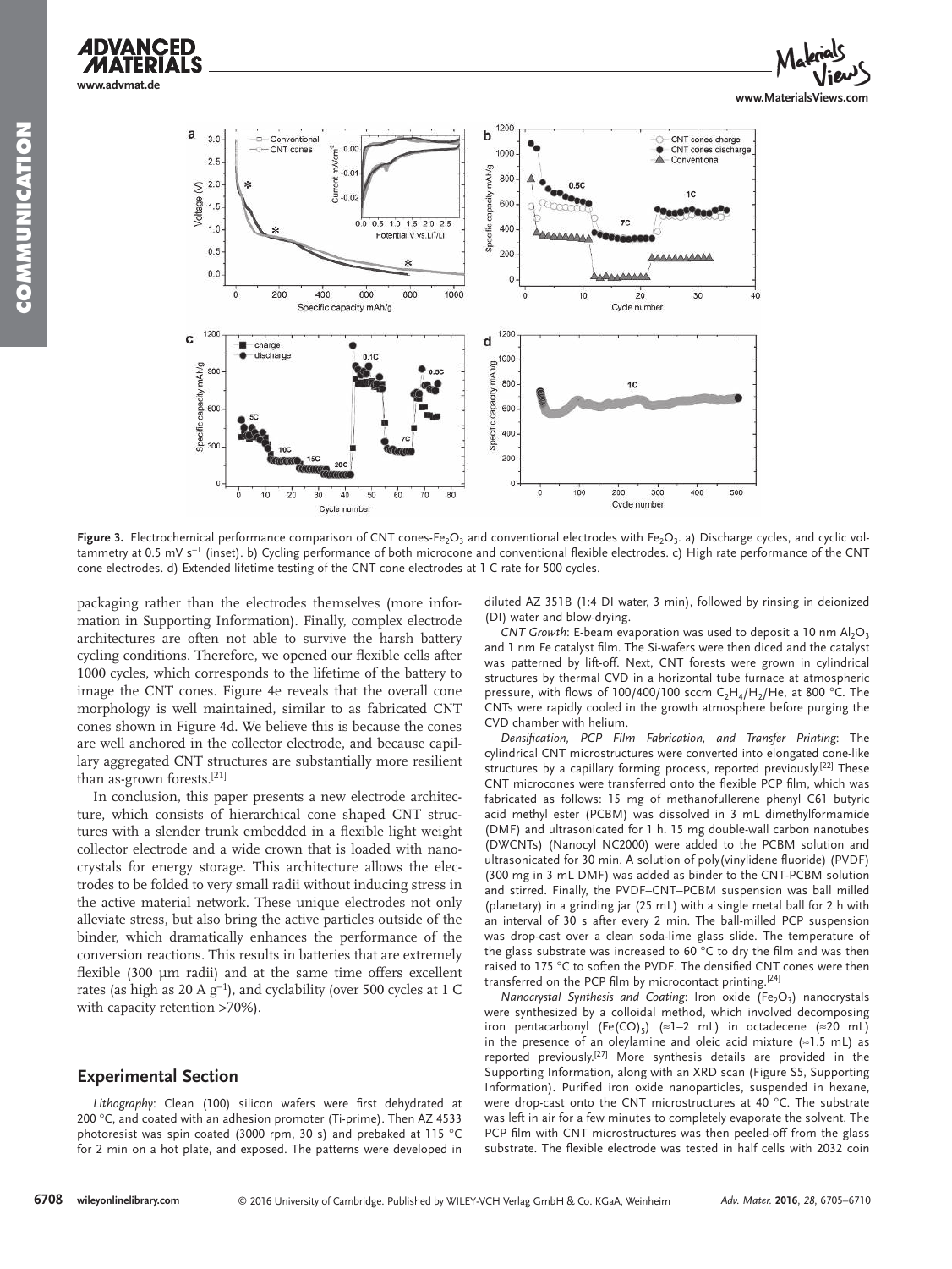Figure 3. Electrochemical performance comparison of CNT cones-$Fe_2O_3$ and conventional electrodes with $Fe_2O_3$. a) Discharge cycles, and cyclic voltammetry at 0.5 mV $s^{-1}$ (inset). b) Cycling performance of both microcone and conventional flexible electrodes. c) High rate performance of the CNT cone electrodes. d) Extended lifetime testing of the CNT cone electrodes at 1 C rate for 500 cycles.

packaging rather than the electrodes themselves (more information in Supporting Information). Finally, complex electrode architectures are often not able to survive the harsh battery cycling conditions. Therefore, we opened our flexible cells after 1000 cycles, which corresponds to the lifetime of the battery to image the CNT cones. Figure 4e reveals that the overall cone morphology is well maintained, similar to as fabricated CNT cones shown in Figure 4d. We believe this is because the cones are well anchored in the collector electrode, and because capillary aggregated CNT structures are substantially more resilient than as-grown forests.[21]

In conclusion, this paper presents a new electrode architecture, which consists of hierarchical cone shaped CNT structures with a slender trunk embedded in a flexible light weight collector electrode and a wide crown that is loaded with nanocrystals for energy storage. This architecture allows the electrodes to be folded to very small radii without inducing stress in the active material network. These unique electrodes not only alleviate stress, but also bring the active particles outside of the binder, which dramatically enhances the performance of the conversion reactions. This results in batteries that are extremely flexible (300 µm radii) and at the same time offers excellent rates (as high as 20 A $g^{-1}$), and cyclability (over 500 cycles at 1 C with capacity retention >70%).

## Experimental Section

*Lithography*: Clean (100) silicon wafers were first dehydrated at 200 °C, and coated with an adhesion promoter (Ti-prime). Then AZ 4533 photoresist was spin coated (3000 rpm, 30 s) and prebaked at 115 °C for 2 min on a hot plate, and exposed. The patterns were developed in diluted AZ 351B (1:4 DI water, 3 min), followed by rinsing in deionized (DI) water and blow-drying.

*CNT Growth*: E-beam evaporation was used to deposit a 10 nm $Al_2O_3$ and 1 nm Fe catalyst film. The Si-wafers were then diced and the catalyst was patterned by lift-off. Next, CNT forests were grown in cylindrical structures by thermal CVD in a horizontal tube furnace at atmospheric pressure, with flows of 100/400/100 sccm $C_2H_4$/$H_2$/He, at 800 °C. The CNTs were rapidly cooled in the growth atmosphere before purging the CVD chamber with helium.

*Densification, PCP Film Fabrication, and Transfer Printing*: The cylindrical CNT microstructures were converted into elongated cone-like structures by a capillary forming process, reported previously.[22] These CNT microcones were transferred onto the flexible PCP film, which was fabricated as follows: 15 mg of methanofullerene phenyl C61 butyric acid methyl ester (PCBM) was dissolved in 3 mL dimethylformamide (DMF) and ultrasonicated for 1 h. 15 mg double-wall carbon nanotubes (DWCNTs) (Nanocyl NC2000) were added to the PCBM solution and ultrasonicated for 30 min. A solution of poly(vinylidene fluoride) (PVDF) (300 mg in 3 mL DMF) was added as binder to the CNT-PCBM solution and stirred. Finally, the PVDF–CNT–PCBM suspension was ball milled (planetary) in a grinding jar (25 mL) with a single metal ball for 2 h with an interval of 30 s after every 2 min. The ball-milled PCP suspension was drop-cast over a clean soda-lime glass slide. The temperature of the glass substrate was increased to 60 °C to dry the film and was then raised to 175 °C to soften the PVDF. The densified CNT cones were then transferred on the PCP film by microcontact printing.[24]

*Nanocrystal Synthesis and Coating*: Iron oxide ($Fe_2O_3$) nanocrystals were synthesized by a colloidal method, which involved decomposing iron pentacarbonyl ($Fe(CO)_5$) (≈1–2 mL) in octadecene (≈20 mL) in the presence of an oleylamine and oleic acid mixture (≈1.5 mL) as reported previously.[27] More synthesis details are provided in the Supporting Information, along with an XRD scan (Figure S5, Supporting Information). Purified iron oxide nanoparticles, suspended in hexane, were drop-cast onto the CNT microstructures at 40 °C. The substrate was left in air for a few minutes to completely evaporate the solvent. The PCP film with CNT microstructures was then peeled-off from the glass substrate. The flexible electrode was tested in half cells with 2032 coin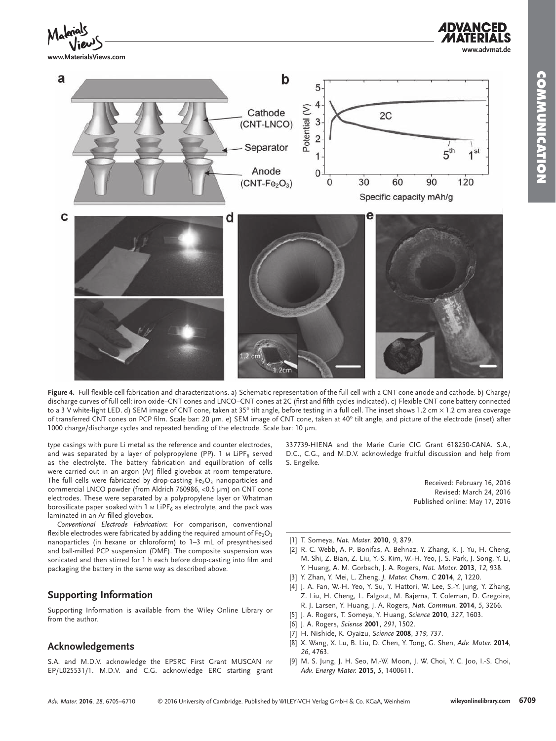Figure 4. Full flexible cell fabrication and characterizations. a) Schematic representation of the full cell with a CNT cone anode and cathode. b) Charge/discharge curves of full cell: iron oxide–CNT cones and LNCO–CNT cones at 2C (first and fifth cycles indicated). c) Flexible CNT cone battery connected to a 3 V white-light LED. d) SEM image of CNT cone, taken at 35° tilt angle, before testing in a full cell. The inset shows 1.2 cm × 1.2 cm area coverage of transferred CNT cones on PCP film. Scale bar: 20 μm. e) SEM image of CNT cone, taken at 40° tilt angle, and picture of the electrode (inset) after 1000 charge/discharge cycles and repeated bending of the electrode. Scale bar: 10 μm.

type casings with pure Li metal as the reference and counter electrodes, and was separated by a layer of polypropylene (PP). 1 M $LiPF_6$ served as the electrolyte. The battery fabrication and equilibration of cells were carried out in an argon (Ar) filled glovebox at room temperature. The full cells were fabricated by drop-casting $Fe_2O_3$ nanoparticles and commercial LNCO powder (from Aldrich 760986, <0.5 μm) on CNT cone electrodes. These were separated by a polypropylene layer or Whatman borosilicate paper soaked with 1 M $LiPF_6$ as electrolyte, and the pack was laminated in an Ar filled glovebox.

*Conventional Electrode Fabrication*: For comparison, conventional flexible electrodes were fabricated by adding the required amount of $Fe_2O_3$ nanoparticles (in hexane or chloroform) to 1–3 mL of presynthesised and ball-milled PCP suspension (DMF). The composite suspension was sonicated and then stirred for 1 h each before drop-casting into film and packaging the battery in the same way as described above.

## Supporting Information

Supporting Information is available from the Wiley Online Library or from the author.

## Acknowledgements

S.A. and M.D.V. acknowledge the EPSRC First Grant MUSCAN nr EP/L025531/1. M.D.V. and C.G. acknowledge ERC starting grant 337739-HIENA and the Marie Curie CIG Grant 618250-CANA. S.A., D.C., C.G., and M.D.V. acknowledge fruitful discussion and help from S. Engelke.

Received: February 16, 2016
Revised: March 24, 2016
Published online: May 17, 2016

[1] T. Someya, *Nat. Mater.* **2010**, *9*, 879.
[2] R. C. Webb, A. P. Bonifas, A. Behnaz, Y. Zhang, K. J. Yu, H. Cheng, M. Shi, Z. Bian, Z. Liu, Y.-S. Kim, W.-H. Yeo, J. S. Park, J. Song, Y. Li, Y. Huang, A. M. Gorbach, J. A. Rogers, *Nat. Mater.* **2013**, *12*, 938.
[3] Y. Zhan, Y. Mei, L. Zheng, *J. Mater. Chem. C* **2014**, *2*, 1220.
[4] J. A. Fan, W.-H. Yeo, Y. Su, Y. Hattori, W. Lee, S.-Y. Jung, Y. Zhang, Z. Liu, H. Cheng, L. Falgout, M. Bajema, T. Coleman, D. Gregoire, R. J. Larsen, Y. Huang, J. A. Rogers, *Nat. Commun.* **2014**, *5*, 3266.
[5] J. A. Rogers, T. Someya, Y. Huang, *Science* **2010**, *327*, 1603.
[6] J. A. Rogers, *Science* **2001**, *291*, 1502.
[7] H. Nishide, K. Oyaizu, *Science* **2008**, *319*, 737.
[8] X. Wang, X. Lu, B. Liu, D. Chen, Y. Tong, G. Shen, *Adv. Mater.* **2014**, *26*, 4763.
[9] M. S. Jung, J. H. Seo, M.-W. Moon, J. W. Choi, Y. C. Joo, I.-S. Choi, *Adv. Energy Mater.* **2015**, *5*, 1400611.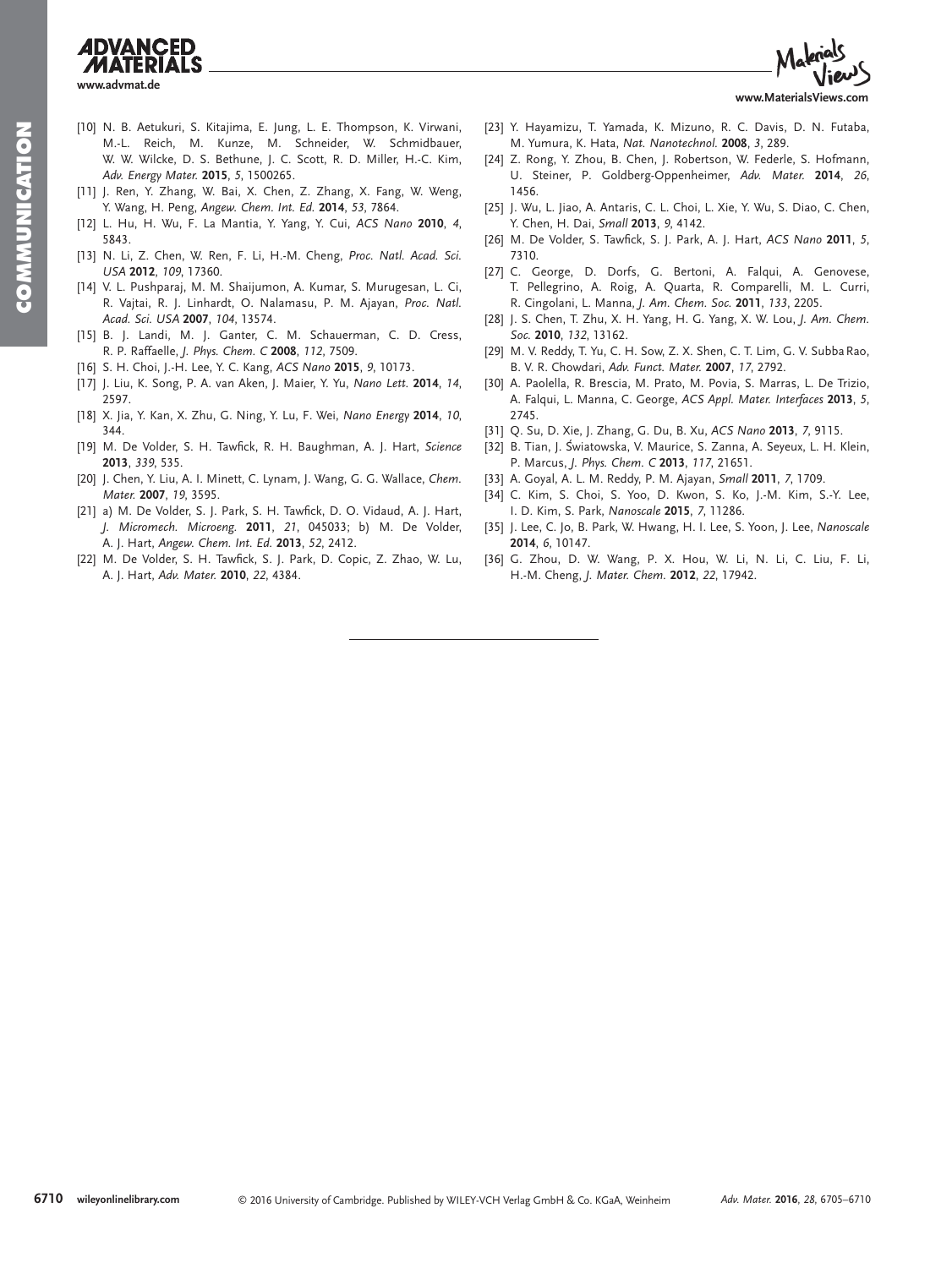[10] N. B. Aetukuri, S. Kitajima, E. Jung, L. E. Thompson, K. Virwani, M.-L. Reich, M. Kunze, M. Schneider, W. Schmidbauer, W. W. Wilcke, D. S. Bethune, J. C. Scott, R. D. Miller, H.-C. Kim, *Adv. Energy Mater.* **2015**, *5*, 1500265.

[11] J. Ren, Y. Zhang, W. Bai, X. Chen, Z. Zhang, X. Fang, W. Weng, Y. Wang, H. Peng, *Angew. Chem. Int. Ed.* **2014**, *53*, 7864.

[12] L. Hu, H. Wu, F. La Mantia, Y. Yang, Y. Cui, *ACS Nano* **2010**, *4*, 5843.

[13] N. Li, Z. Chen, W. Ren, F. Li, H.-M. Cheng, *Proc. Natl. Acad. Sci. USA* **2012**, *109*, 17360.

[14] V. L. Pushparaj, M. M. Shaijumon, A. Kumar, S. Murugesan, L. Ci, R. Vajtai, R. J. Linhardt, O. Nalamasu, P. M. Ajayan, *Proc. Natl. Acad. Sci. USA* **2007**, *104*, 13574.

[15] B. J. Landi, M. J. Ganter, C. M. Schauerman, C. D. Cress, R. P. Raffaelle, *J. Phys. Chem. C* **2008**, *112*, 7509.

[16] S. H. Choi, J.-H. Lee, Y. C. Kang, *ACS Nano* **2015**, *9*, 10173.

[17] J. Liu, K. Song, P. A. van Aken, J. Maier, Y. Yu, *Nano Lett.* **2014**, *14*, 2597.

[18] X. Jia, Y. Kan, X. Zhu, G. Ning, Y. Lu, F. Wei, *Nano Energy* **2014**, *10*, 344.

[19] M. De Volder, S. H. Tawfick, R. H. Baughman, A. J. Hart, *Science* **2013**, *339*, 535.

[20] J. Chen, Y. Liu, A. I. Minett, C. Lynam, J. Wang, G. G. Wallace, *Chem. Mater.* **2007**, *19*, 3595.

[21] a) M. De Volder, S. J. Park, S. H. Tawfick, D. O. Vidaud, A. J. Hart, *J. Micromech. Microeng.* **2011**, *21*, 045033; b) M. De Volder, A. J. Hart, *Angew. Chem. Int. Ed.* **2013**, *52*, 2412.

[22] M. De Volder, S. H. Tawfick, S. J. Park, D. Copic, Z. Zhao, W. Lu, A. J. Hart, *Adv. Mater.* **2010**, *22*, 4384.

[23] Y. Hayamizu, T. Yamada, K. Mizuno, R. C. Davis, D. N. Futaba, M. Yumura, K. Hata, *Nat. Nanotechnol.* **2008**, *3*, 289.

[24] Z. Rong, Y. Zhou, B. Chen, J. Robertson, W. Federle, S. Hofmann, U. Steiner, P. Goldberg-Oppenheimer, *Adv. Mater.* **2014**, *26*, 1456.

[25] J. Wu, L. Jiao, A. Antaris, C. L. Choi, L. Xie, Y. Wu, S. Diao, C. Chen, Y. Chen, H. Dai, *Small* **2013**, *9*, 4142.

[26] M. De Volder, S. Tawfick, S. J. Park, A. J. Hart, *ACS Nano* **2011**, *5*, 7310.

[27] C. George, D. Dorfs, G. Bertoni, A. Falqui, A. Genovese, T. Pellegrino, A. Roig, A. Quarta, R. Comparelli, M. L. Curri, R. Cingolani, L. Manna, *J. Am. Chem. Soc.* **2011**, *133*, 2205.

[28] J. S. Chen, T. Zhu, X. H. Yang, H. G. Yang, X. W. Lou, *J. Am. Chem. Soc.* **2010**, *132*, 13162.

[29] M. V. Reddy, T. Yu, C. H. Sow, Z. X. Shen, C. T. Lim, G. V. Subba Rao, B. V. R. Chowdari, *Adv. Funct. Mater.* **2007**, *17*, 2792.

[30] A. Paolella, R. Brescia, M. Prato, M. Povia, S. Marras, L. De Trizio, A. Falqui, L. Manna, C. George, *ACS Appl. Mater. Interfaces* **2013**, *5*, 2745.

[31] Q. Su, D. Xie, J. Zhang, G. Du, B. Xu, *ACS Nano* **2013**, *7*, 9115.

[32] B. Tian, J. Światowska, V. Maurice, S. Zanna, A. Seyeux, L. H. Klein, P. Marcus, *J. Phys. Chem. C* **2013**, *117*, 21651.

[33] A. Goyal, A. L. M. Reddy, P. M. Ajayan, *Small* **2011**, *7*, 1709.

[34] C. Kim, S. Choi, S. Yoo, D. Kwon, S. Ko, J.-M. Kim, S.-Y. Lee, I. D. Kim, S. Park, *Nanoscale* **2015**, *7*, 11286.

[35] J. Lee, C. Jo, B. Park, W. Hwang, H. I. Lee, S. Yoon, J. Lee, *Nanoscale* **2014**, *6*, 10147.

[36] G. Zhou, D. W. Wang, P. X. Hou, W. Li, N. Li, C. Liu, F. Li, H.-M. Cheng, *J. Mater. Chem.* **2012**, *22*, 17942.